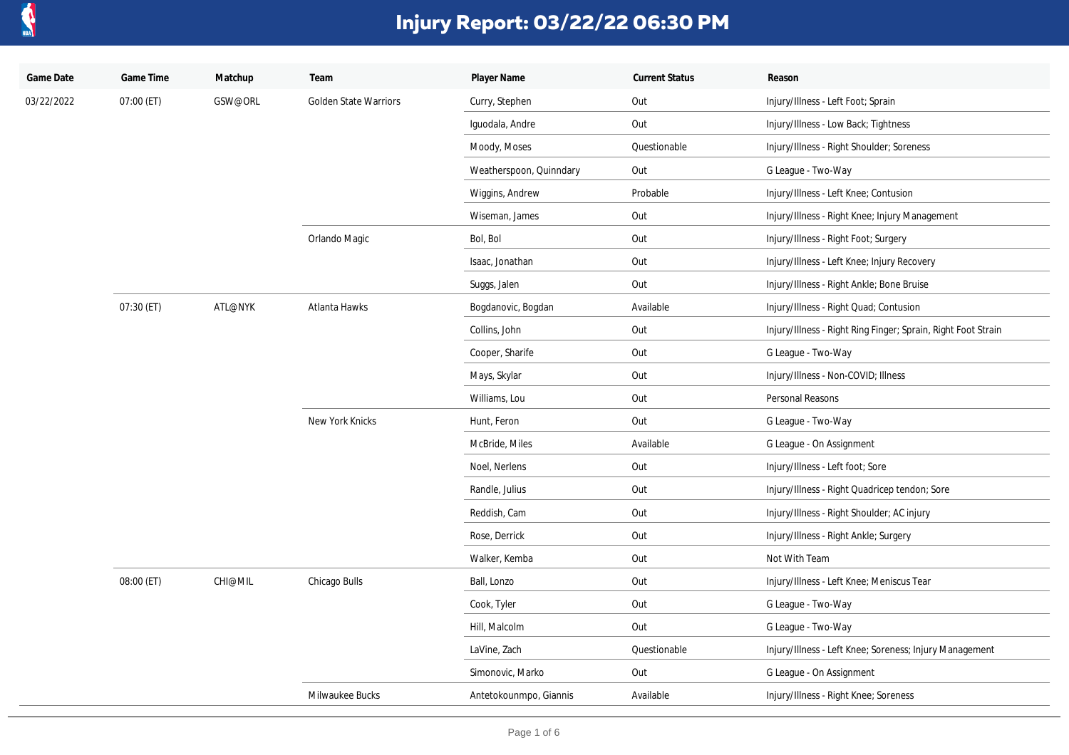# Injury Report: 03/22/22 06:30 PM

| Game Date | Game Time | Matchup | Team | Player Name | Current Status | Reason |
|---|---|---|---|---|---|---|
| 03/22/2022 | 07:00 (ET) | GSW@ORL | Golden State Warriors | Curry, Stephen | Out | Injury/Illness - Left Foot; Sprain |
| | | | | Iguodala, Andre | Out | Injury/Illness - Low Back; Tightness |
| | | | | Moody, Moses | Questionable | Injury/Illness - Right Shoulder; Soreness |
| | | | | Weatherspoon, Quinndary | Out | G League - Two-Way |
| | | | | Wiggins, Andrew | Probable | Injury/Illness - Left Knee; Contusion |
| | | | | Wiseman, James | Out | Injury/Illness - Right Knee; Injury Management |
| | | | Orlando Magic | Bol, Bol | Out | Injury/Illness - Right Foot; Surgery |
| | | | | Isaac, Jonathan | Out | Injury/Illness - Left Knee; Injury Recovery |
| | | | | Suggs, Jalen | Out | Injury/Illness - Right Ankle; Bone Bruise |
| | 07:30 (ET) | ATL@NYK | Atlanta Hawks | Bogdanovic, Bogdan | Available | Injury/Illness - Right Quad; Contusion |
| | | | | Collins, John | Out | Injury/Illness - Right Ring Finger; Sprain, Right Foot Strain |
| | | | | Cooper, Sharife | Out | G League - Two-Way |
| | | | | Mays, Skylar | Out | Injury/Illness - Non-COVID; Illness |
| | | | | Williams, Lou | Out | Personal Reasons |
| | | | New York Knicks | Hunt, Feron | Out | G League - Two-Way |
| | | | | McBride, Miles | Available | G League - On Assignment |
| | | | | Noel, Nerlens | Out | Injury/Illness - Left foot; Sore |
| | | | | Randle, Julius | Out | Injury/Illness - Right Quadricep tendon; Sore |
| | | | | Reddish, Cam | Out | Injury/Illness - Right Shoulder; AC injury |
| | | | | Rose, Derrick | Out | Injury/Illness - Right Ankle; Surgery |
| | | | | Walker, Kemba | Out | Not With Team |
| | 08:00 (ET) | CHI@MIL | Chicago Bulls | Ball, Lonzo | Out | Injury/Illness - Left Knee; Meniscus Tear |
| | | | | Cook, Tyler | Out | G League - Two-Way |
| | | | | Hill, Malcolm | Out | G League - Two-Way |
| | | | | LaVine, Zach | Questionable | Injury/Illness - Left Knee; Soreness; Injury Management |
| | | | | Simonovic, Marko | Out | G League - On Assignment |
| | | | Milwaukee Bucks | Antetokounmpo, Giannis | Available | Injury/Illness - Right Knee; Soreness |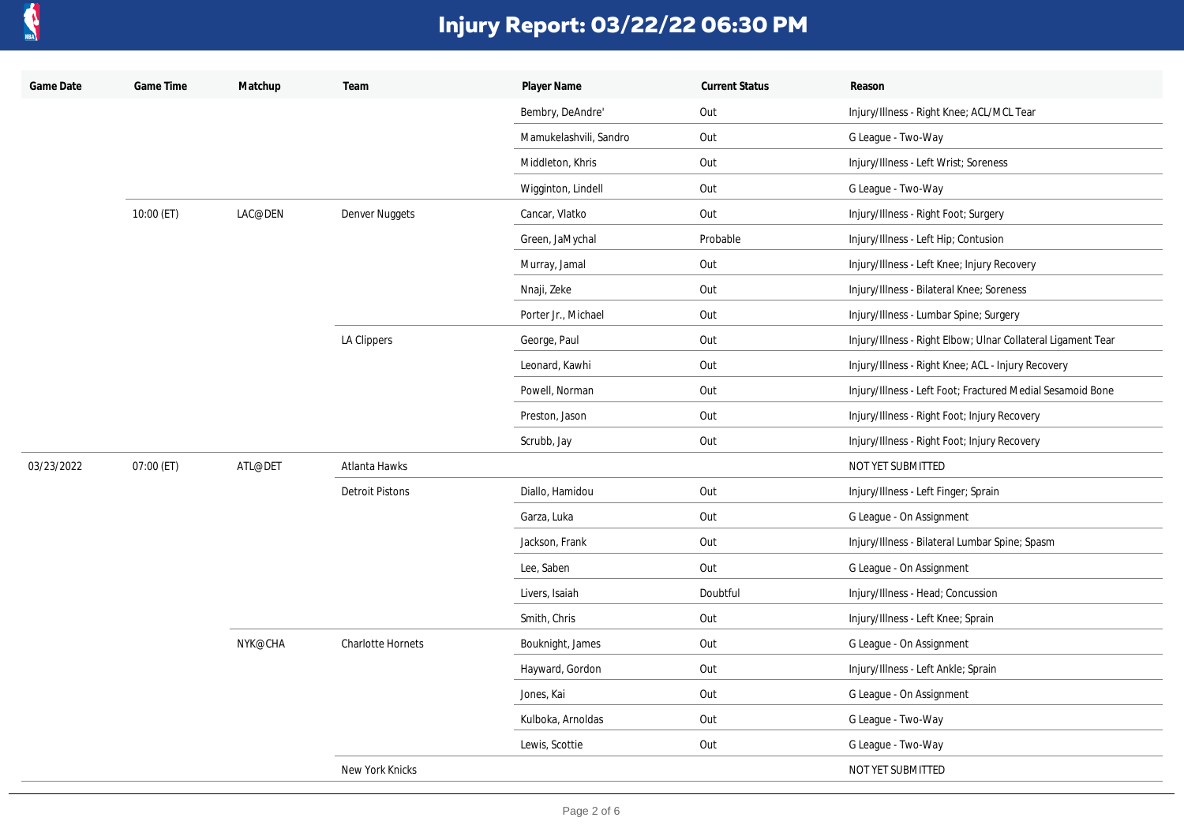# Injury Report: 03/22/22 06:30 PM

| Game Date | Game Time | Matchup | Team | Player Name | Current Status | Reason |
|---|---|---|---|---|---|---|
| | | | | Bembry, DeAndre' | Out | Injury/Illness - Right Knee; ACL/MCL Tear |
| | | | | Mamukelashvili, Sandro | Out | G League - Two-Way |
| | | | | Middleton, Khris | Out | Injury/Illness - Left Wrist; Soreness |
| | | | | Wigginton, Lindell | Out | G League - Two-Way |
| | 10:00 (ET) | LAC@DEN | Denver Nuggets | Cancar, Vlatko | Out | Injury/Illness - Right Foot; Surgery |
| | | | | Green, JaMychal | Probable | Injury/Illness - Left Hip; Contusion |
| | | | | Murray, Jamal | Out | Injury/Illness - Left Knee; Injury Recovery |
| | | | | Nnaji, Zeke | Out | Injury/Illness - Bilateral Knee; Soreness |
| | | | | Porter Jr., Michael | Out | Injury/Illness - Lumbar Spine; Surgery |
| | | | LA Clippers | George, Paul | Out | Injury/Illness - Right Elbow; Ulnar Collateral Ligament Tear |
| | | | | Leonard, Kawhi | Out | Injury/Illness - Right Knee; ACL - Injury Recovery |
| | | | | Powell, Norman | Out | Injury/Illness - Left Foot; Fractured Medial Sesamoid Bone |
| | | | | Preston, Jason | Out | Injury/Illness - Right Foot; Injury Recovery |
| | | | | Scrubb, Jay | Out | Injury/Illness - Right Foot; Injury Recovery |
| 03/23/2022 | 07:00 (ET) | ATL@DET | Atlanta Hawks | | | NOT YET SUBMITTED |
| | | | Detroit Pistons | Diallo, Hamidou | Out | Injury/Illness - Left Finger; Sprain |
| | | | | Garza, Luka | Out | G League - On Assignment |
| | | | | Jackson, Frank | Out | Injury/Illness - Bilateral Lumbar Spine; Spasm |
| | | | | Lee, Saben | Out | G League - On Assignment |
| | | | | Livers, Isaiah | Doubtful | Injury/Illness - Head; Concussion |
| | | | | Smith, Chris | Out | Injury/Illness - Left Knee; Sprain |
| | | NYK@CHA | Charlotte Hornets | Bouknight, James | Out | G League - On Assignment |
| | | | | Hayward, Gordon | Out | Injury/Illness - Left Ankle; Sprain |
| | | | | Jones, Kai | Out | G League - On Assignment |
| | | | | Kulboka, Arnoldas | Out | G League - Two-Way |
| | | | | Lewis, Scottie | Out | G League - Two-Way |
| | | | New York Knicks | | | NOT YET SUBMITTED |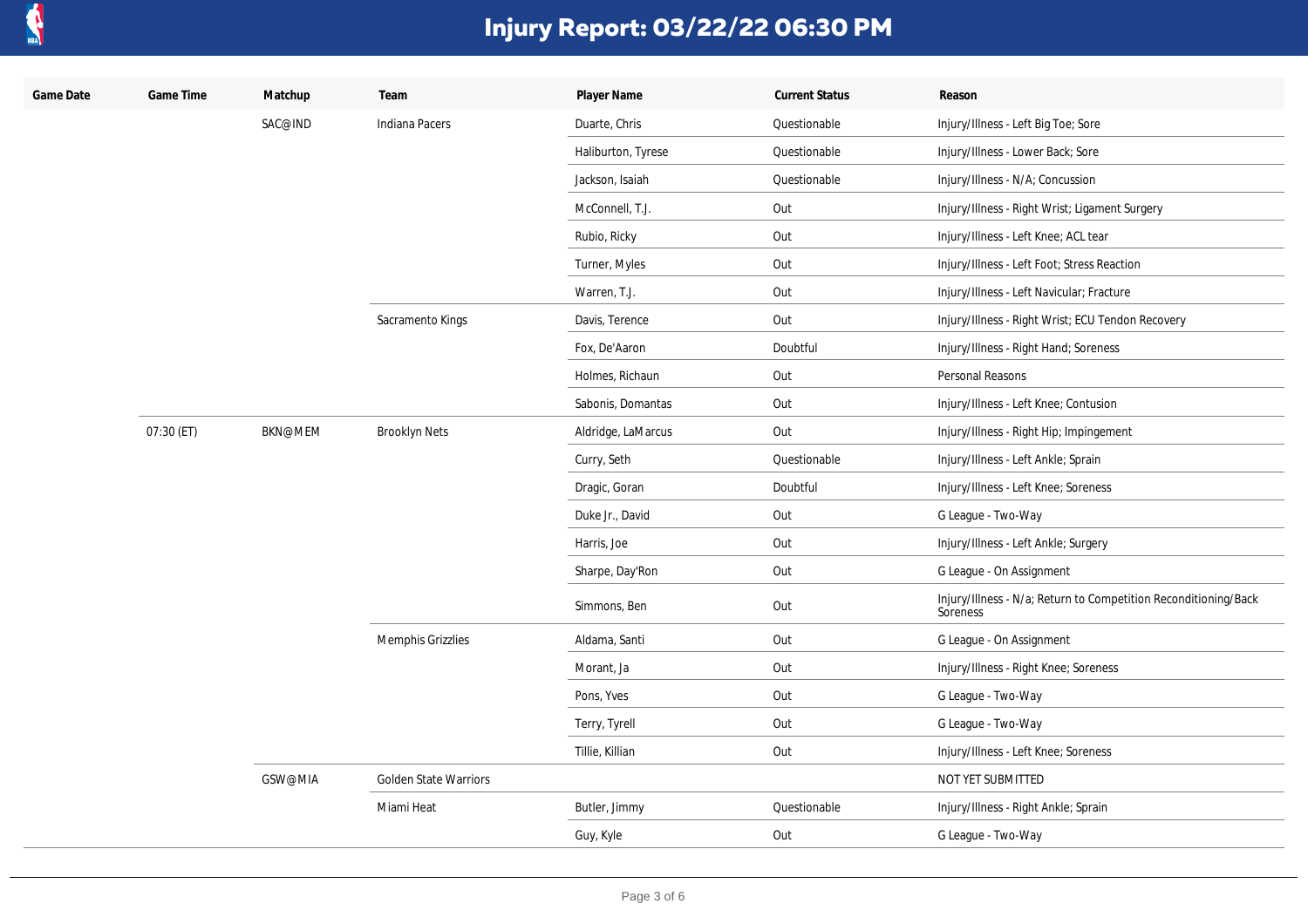# Injury Report: 03/22/22 06:30 PM

| Game Date | Game Time | Matchup | Team | Player Name | Current Status | Reason |
|---|---|---|---|---|---|---|
| | | SAC@IND | Indiana Pacers | Duarte, Chris | Questionable | Injury/Illness - Left Big Toe; Sore |
| | | | | Haliburton, Tyrese | Questionable | Injury/Illness - Lower Back; Sore |
| | | | | Jackson, Isaiah | Questionable | Injury/Illness - N/A; Concussion |
| | | | | McConnell, T.J. | Out | Injury/Illness - Right Wrist; Ligament Surgery |
| | | | | Rubio, Ricky | Out | Injury/Illness - Left Knee; ACL tear |
| | | | | Turner, Myles | Out | Injury/Illness - Left Foot; Stress Reaction |
| | | | | Warren, T.J. | Out | Injury/Illness - Left Navicular; Fracture |
| | | | Sacramento Kings | Davis, Terence | Out | Injury/Illness - Right Wrist; ECU Tendon Recovery |
| | | | | Fox, De'Aaron | Doubtful | Injury/Illness - Right Hand; Soreness |
| | | | | Holmes, Richaun | Out | Personal Reasons |
| | | | | Sabonis, Domantas | Out | Injury/Illness - Left Knee; Contusion |
| | 07:30 (ET) | BKN@MEM | Brooklyn Nets | Aldridge, LaMarcus | Out | Injury/Illness - Right Hip; Impingement |
| | | | | Curry, Seth | Questionable | Injury/Illness - Left Ankle; Sprain |
| | | | | Dragic, Goran | Doubtful | Injury/Illness - Left Knee; Soreness |
| | | | | Duke Jr., David | Out | G League - Two-Way |
| | | | | Harris, Joe | Out | Injury/Illness - Left Ankle; Surgery |
| | | | | Sharpe, Day'Ron | Out | G League - On Assignment |
| | | | | Simmons, Ben | Out | Injury/Illness - N/a; Return to Competition Reconditioning/Back Soreness |
| | | | Memphis Grizzlies | Aldama, Santi | Out | G League - On Assignment |
| | | | | Morant, Ja | Out | Injury/Illness - Right Knee; Soreness |
| | | | | Pons, Yves | Out | G League - Two-Way |
| | | | | Terry, Tyrell | Out | G League - Two-Way |
| | | | | Tillie, Killian | Out | Injury/Illness - Left Knee; Soreness |
| | | GSW@MIA | Golden State Warriors | | | NOT YET SUBMITTED |
| | | | Miami Heat | Butler, Jimmy | Questionable | Injury/Illness - Right Ankle; Sprain |
| | | | | Guy, Kyle | Out | G League - Two-Way |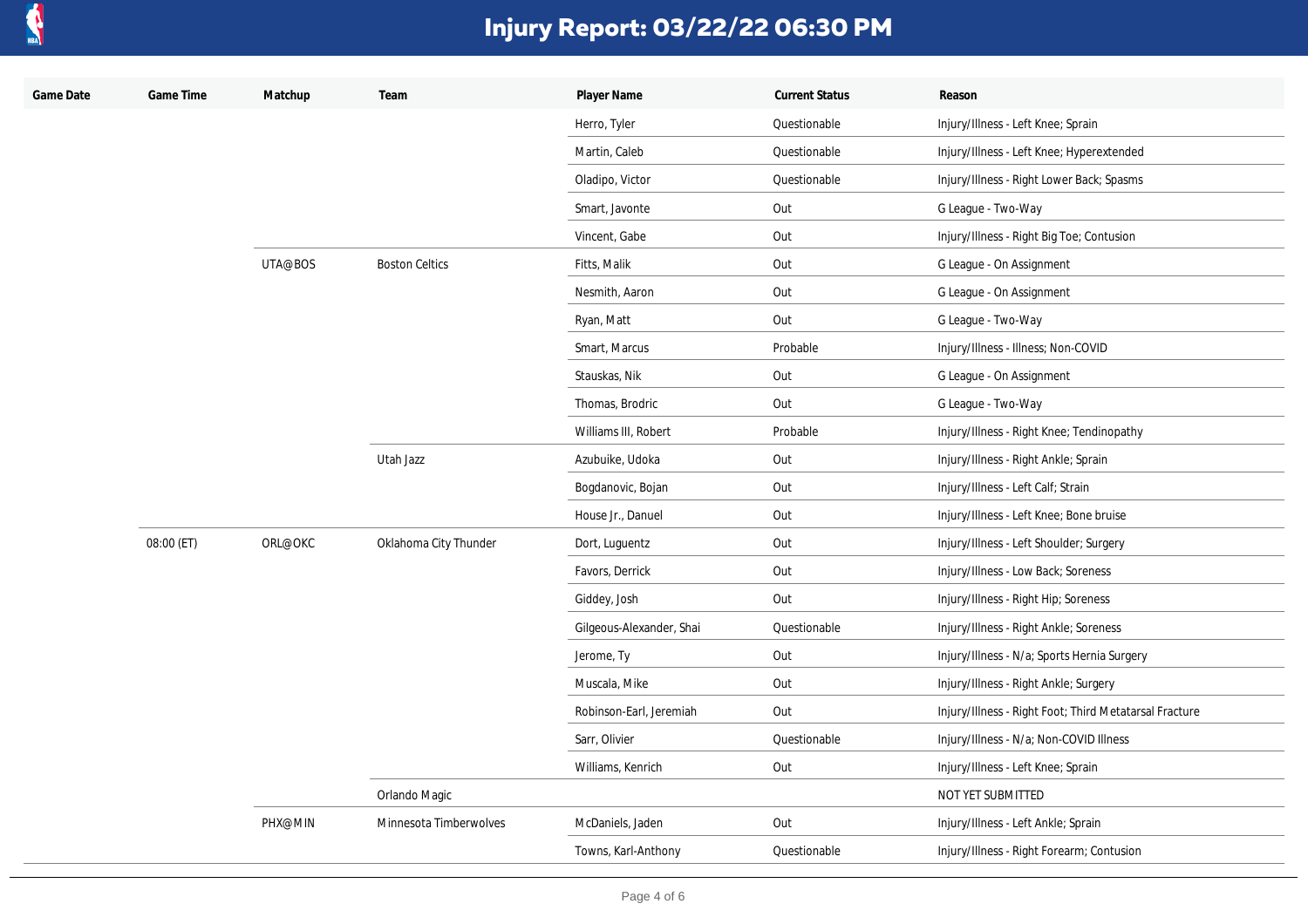# Injury Report: 03/22/22 06:30 PM

| Game Date | Game Time | Matchup | Team | Player Name | Current Status | Reason |
| --- | --- | --- | --- | --- | --- | --- |
| | | | | Herro, Tyler | Questionable | Injury/Illness - Left Knee; Sprain |
| | | | | Martin, Caleb | Questionable | Injury/Illness - Left Knee; Hyperextended |
| | | | | Oladipo, Victor | Questionable | Injury/Illness - Right Lower Back; Spasms |
| | | | | Smart, Javonte | Out | G League - Two-Way |
| | | | | Vincent, Gabe | Out | Injury/Illness - Right Big Toe; Contusion |
| | | UTA@BOS | Boston Celtics | Fitts, Malik | Out | G League - On Assignment |
| | | | | Nesmith, Aaron | Out | G League - On Assignment |
| | | | | Ryan, Matt | Out | G League - Two-Way |
| | | | | Smart, Marcus | Probable | Injury/Illness - Illness; Non-COVID |
| | | | | Stauskas, Nik | Out | G League - On Assignment |
| | | | | Thomas, Brodric | Out | G League - Two-Way |
| | | | | Williams III, Robert | Probable | Injury/Illness - Right Knee; Tendinopathy |
| | | | Utah Jazz | Azubuike, Udoka | Out | Injury/Illness - Right Ankle; Sprain |
| | | | | Bogdanovic, Bojan | Out | Injury/Illness - Left Calf; Strain |
| | | | | House Jr., Danuel | Out | Injury/Illness - Left Knee; Bone bruise |
| | 08:00 (ET) | ORL@OKC | Oklahoma City Thunder | Dort, Luguentz | Out | Injury/Illness - Left Shoulder; Surgery |
| | | | | Favors, Derrick | Out | Injury/Illness - Low Back; Soreness |
| | | | | Giddey, Josh | Out | Injury/Illness - Right Hip; Soreness |
| | | | | Gilgeous-Alexander, Shai | Questionable | Injury/Illness - Right Ankle; Soreness |
| | | | | Jerome, Ty | Out | Injury/Illness - N/a; Sports Hernia Surgery |
| | | | | Muscala, Mike | Out | Injury/Illness - Right Ankle; Surgery |
| | | | | Robinson-Earl, Jeremiah | Out | Injury/Illness - Right Foot; Third Metatarsal Fracture |
| | | | | Sarr, Olivier | Questionable | Injury/Illness - N/a; Non-COVID Illness |
| | | | | Williams, Kenrich | Out | Injury/Illness - Left Knee; Sprain |
| | | | Orlando Magic | | | NOT YET SUBMITTED |
| | | PHX@MIN | Minnesota Timberwolves | McDaniels, Jaden | Out | Injury/Illness - Left Ankle; Sprain |
| | | | | Towns, Karl-Anthony | Questionable | Injury/Illness - Right Forearm; Contusion |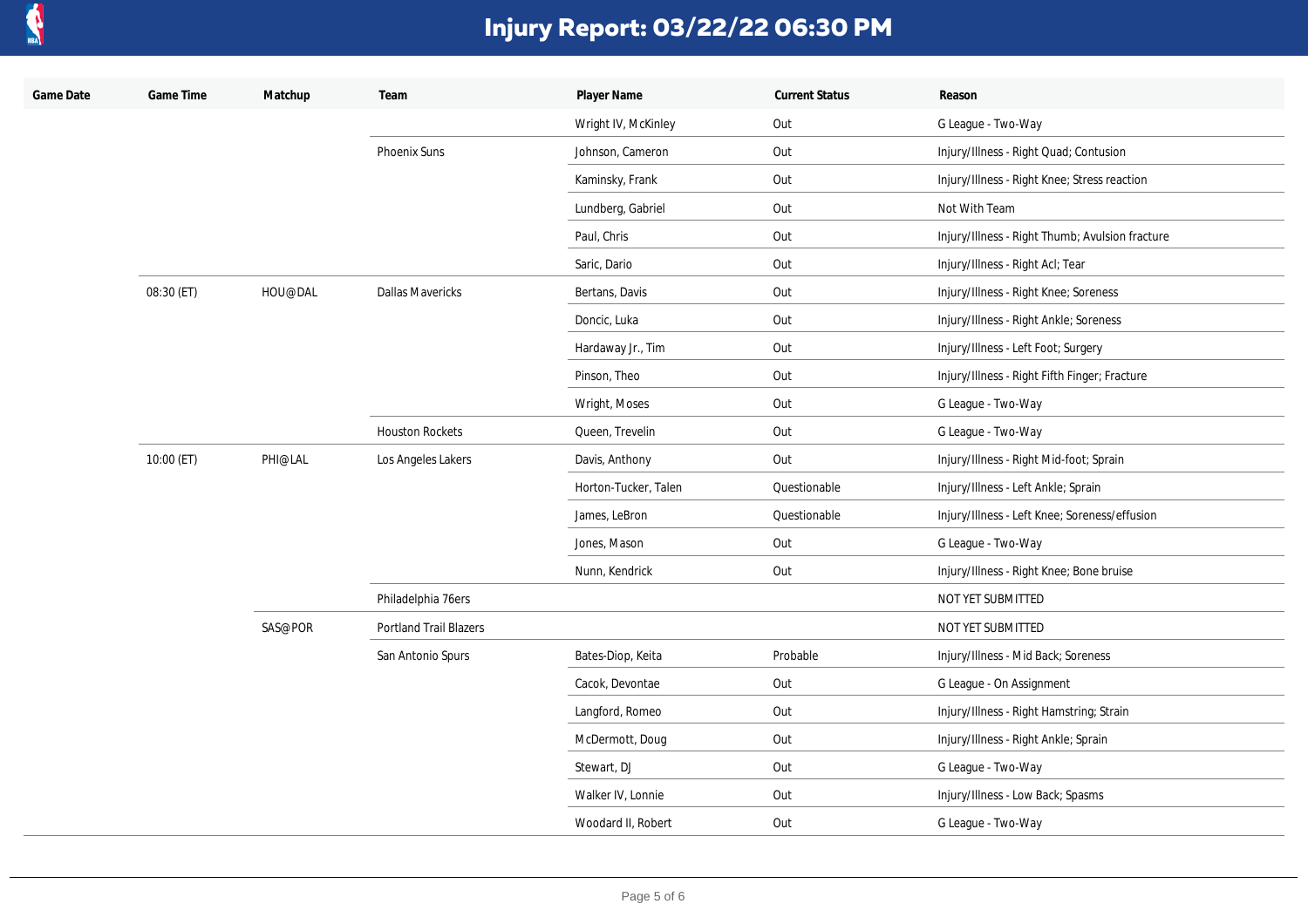# Injury Report: 03/22/22 06:30 PM

| Game Date | Game Time | Matchup | Team | Player Name | Current Status | Reason |
|---|---|---|---|---|---|---|
| | | | | Wright IV, McKinley | Out | G League - Two-Way |
| | | | Phoenix Suns | Johnson, Cameron | Out | Injury/Illness - Right Quad; Contusion |
| | | | | Kaminsky, Frank | Out | Injury/Illness - Right Knee; Stress reaction |
| | | | | Lundberg, Gabriel | Out | Not With Team |
| | | | | Paul, Chris | Out | Injury/Illness - Right Thumb; Avulsion fracture |
| | | | | Saric, Dario | Out | Injury/Illness - Right Acl; Tear |
| | 08:30 (ET) | HOU@DAL | Dallas Mavericks | Bertans, Davis | Out | Injury/Illness - Right Knee; Soreness |
| | | | | Doncic, Luka | Out | Injury/Illness - Right Ankle; Soreness |
| | | | | Hardaway Jr., Tim | Out | Injury/Illness - Left Foot; Surgery |
| | | | | Pinson, Theo | Out | Injury/Illness - Right Fifth Finger; Fracture |
| | | | | Wright, Moses | Out | G League - Two-Way |
| | | | Houston Rockets | Queen, Trevelin | Out | G League - Two-Way |
| | 10:00 (ET) | PHI@LAL | Los Angeles Lakers | Davis, Anthony | Out | Injury/Illness - Right Mid-foot; Sprain |
| | | | | Horton-Tucker, Talen | Questionable | Injury/Illness - Left Ankle; Sprain |
| | | | | James, LeBron | Questionable | Injury/Illness - Left Knee; Soreness/effusion |
| | | | | Jones, Mason | Out | G League - Two-Way |
| | | | | Nunn, Kendrick | Out | Injury/Illness - Right Knee; Bone bruise |
| | | | Philadelphia 76ers | | | NOT YET SUBMITTED |
| | | SAS@POR | Portland Trail Blazers | | | NOT YET SUBMITTED |
| | | | San Antonio Spurs | Bates-Diop, Keita | Probable | Injury/Illness - Mid Back; Soreness |
| | | | | Cacok, Devontae | Out | G League - On Assignment |
| | | | | Langford, Romeo | Out | Injury/Illness - Right Hamstring; Strain |
| | | | | McDermott, Doug | Out | Injury/Illness - Right Ankle; Sprain |
| | | | | Stewart, DJ | Out | G League - Two-Way |
| | | | | Walker IV, Lonnie | Out | Injury/Illness - Low Back; Spasms |
| | | | | Woodard II, Robert | Out | G League - Two-Way |